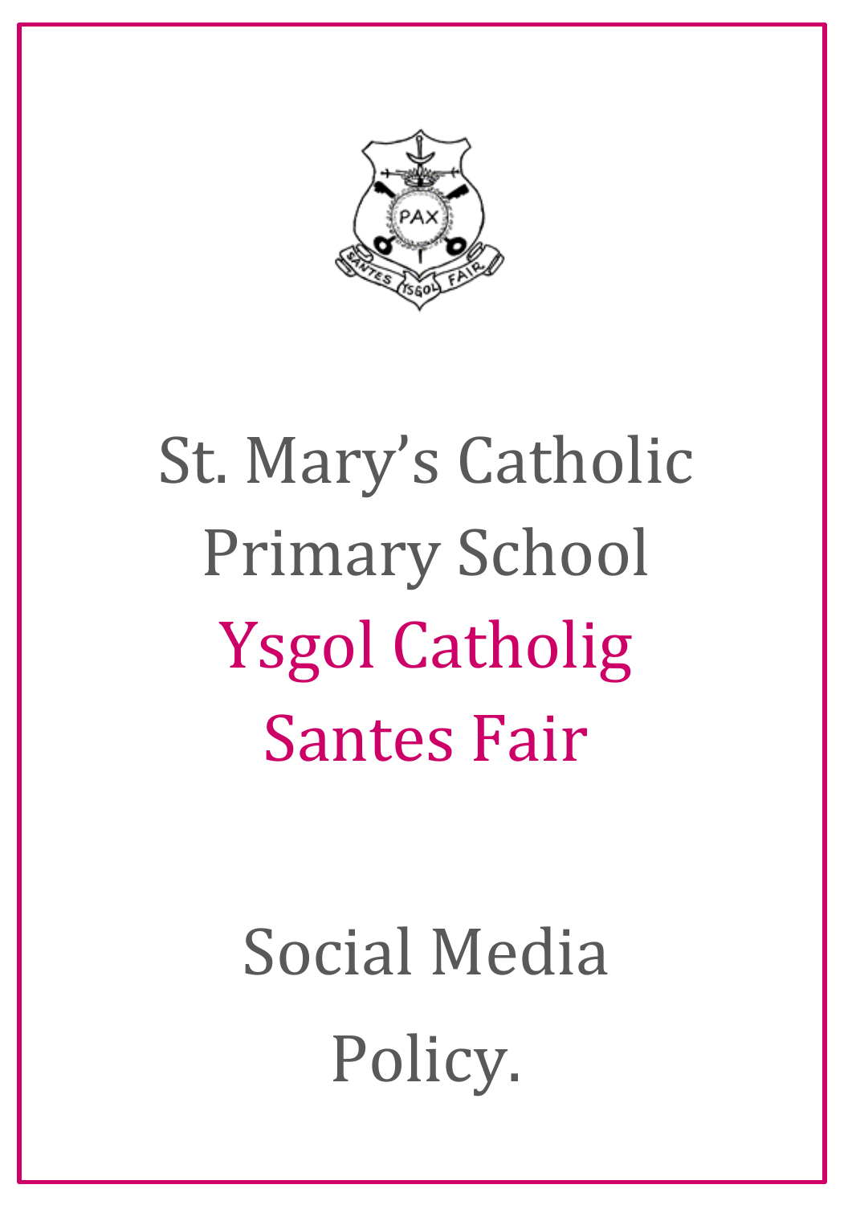# St. Mary's Catholic Primary School

# Ysgol Catholig Santes Fair

# Social Media Policy.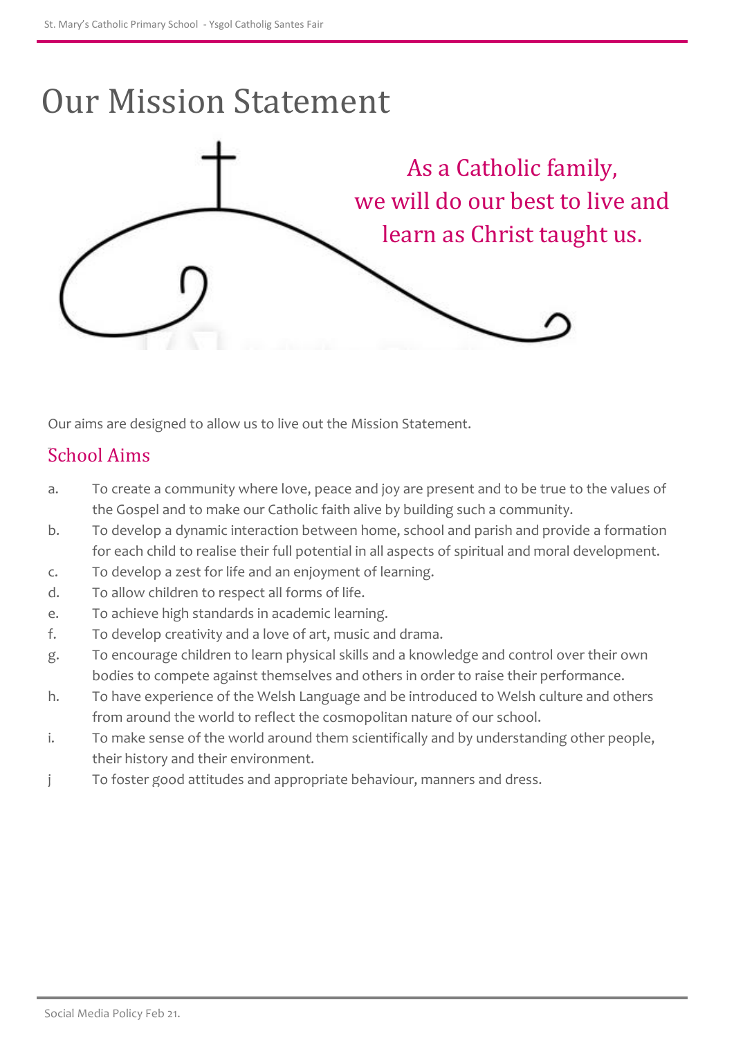# Our Mission Statement

As a Catholic family,
we will do our best to live and
learn as Christ taught us.

Our aims are designed to allow us to live out the Mission Statement.

## School Aims

a. To create a community where love, peace and joy are present and to be true to the values of the Gospel and to make our Catholic faith alive by building such a community.

b. To develop a dynamic interaction between home, school and parish and provide a formation for each child to realise their full potential in all aspects of spiritual and moral development.

c. To develop a zest for life and an enjoyment of learning.

d. To allow children to respect all forms of life.

e. To achieve high standards in academic learning.

f. To develop creativity and a love of art, music and drama.

g. To encourage children to learn physical skills and a knowledge and control over their own bodies to compete against themselves and others in order to raise their performance.

h. To have experience of the Welsh Language and be introduced to Welsh culture and others from around the world to reflect the cosmopolitan nature of our school.

i. To make sense of the world around them scientifically and by understanding other people, their history and their environment.

j To foster good attitudes and appropriate behaviour, manners and dress.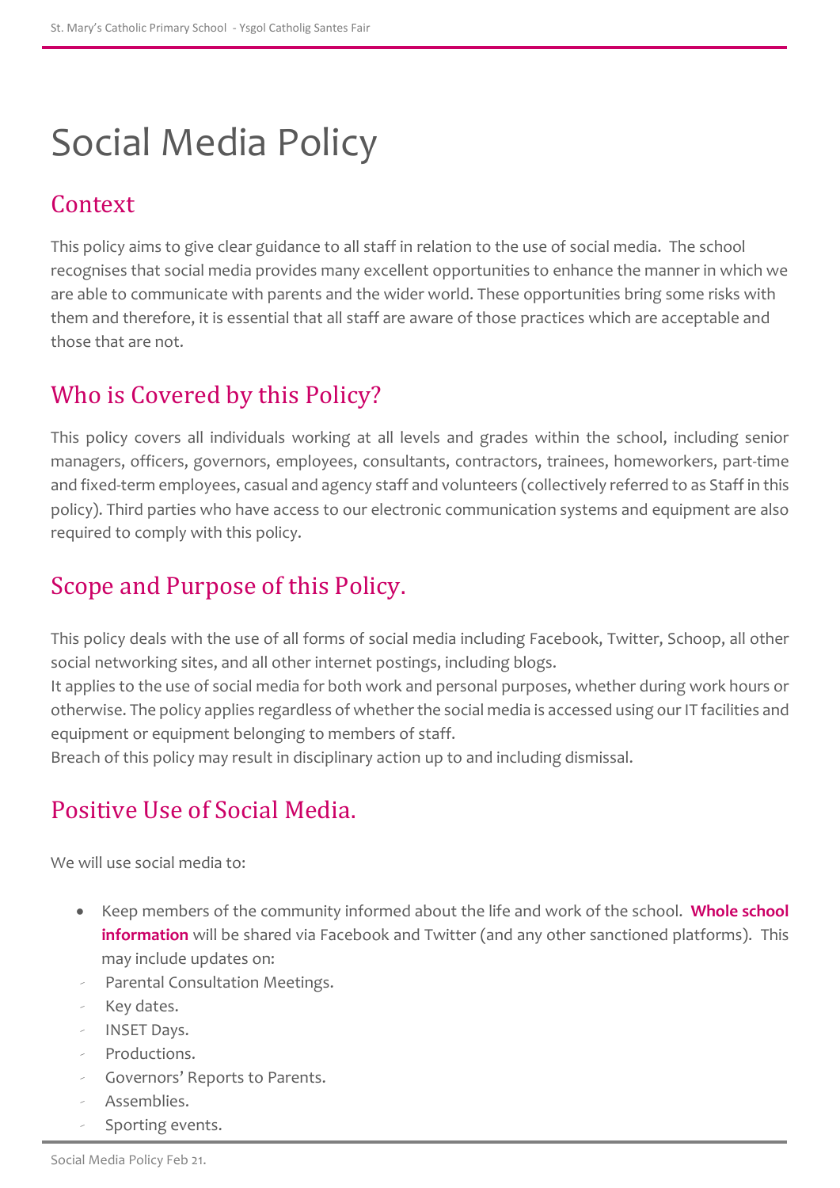# Social Media Policy

## Context

This policy aims to give clear guidance to all staff in relation to the use of social media. The school recognises that social media provides many excellent opportunities to enhance the manner in which we are able to communicate with parents and the wider world. These opportunities bring some risks with them and therefore, it is essential that all staff are aware of those practices which are acceptable and those that are not.

## Who is Covered by this Policy?

This policy covers all individuals working at all levels and grades within the school, including senior managers, officers, governors, employees, consultants, contractors, trainees, homeworkers, part-time and fixed-term employees, casual and agency staff and volunteers (collectively referred to as Staff in this policy). Third parties who have access to our electronic communication systems and equipment are also required to comply with this policy.

## Scope and Purpose of this Policy.

This policy deals with the use of all forms of social media including Facebook, Twitter, Schoop, all other social networking sites, and all other internet postings, including blogs.

It applies to the use of social media for both work and personal purposes, whether during work hours or otherwise. The policy applies regardless of whether the social media is accessed using our IT facilities and equipment or equipment belonging to members of staff.

Breach of this policy may result in disciplinary action up to and including dismissal.

## Positive Use of Social Media.

We will use social media to:

- Keep members of the community informed about the life and work of the school. **Whole school information** will be shared via Facebook and Twitter (and any other sanctioned platforms). This may include updates on:
  - Parental Consultation Meetings.
  - Key dates.
  - INSET Days.
  - Productions.
  - Governors' Reports to Parents.
  - Assemblies.
  - Sporting events.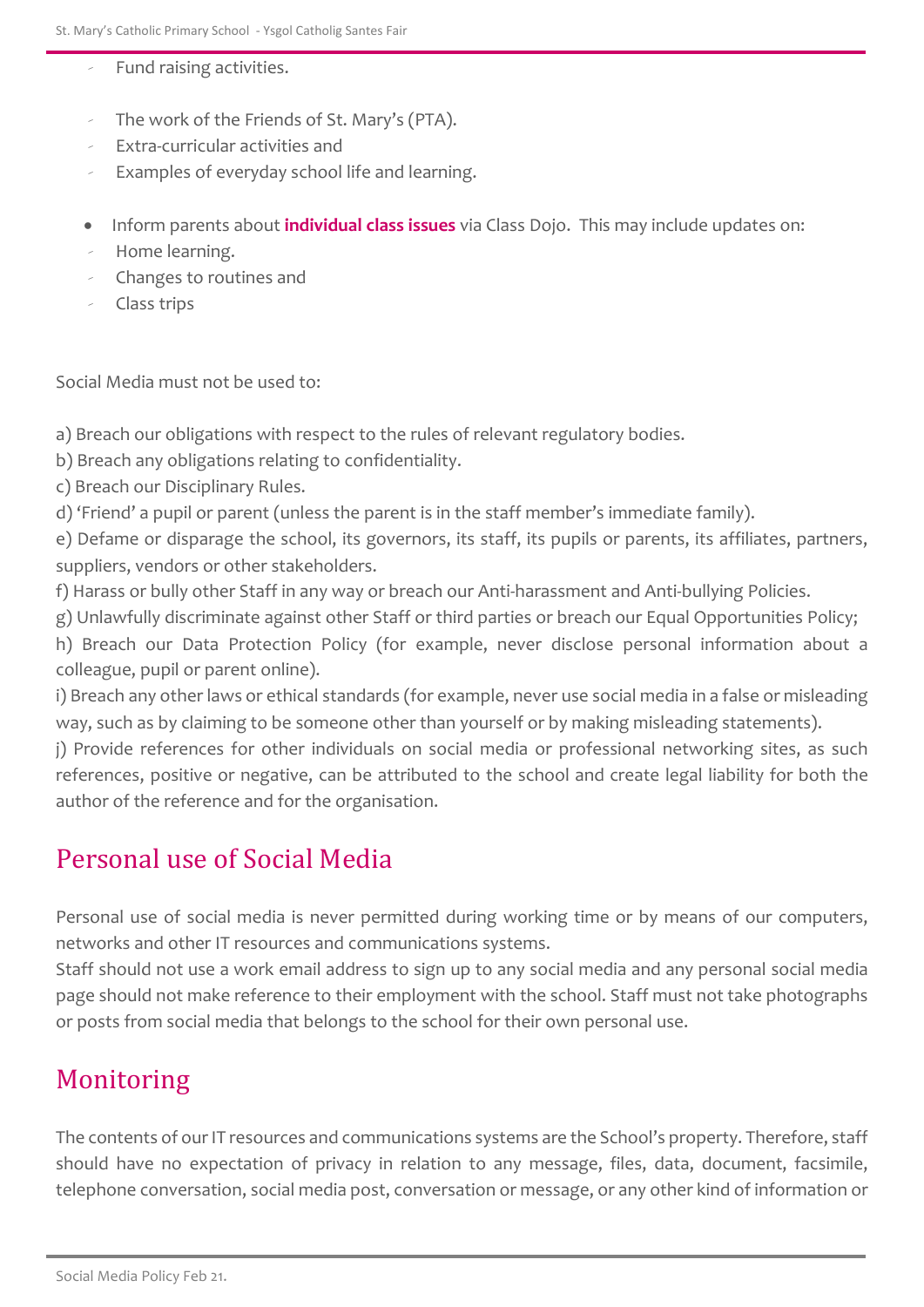- Fund raising activities.
- The work of the Friends of St. Mary's (PTA).
- Extra-curricular activities and
- Examples of everyday school life and learning.

- Inform parents about **individual class issues** via Class Dojo. This may include updates on:
  - Home learning.
  - Changes to routines and
  - Class trips

Social Media must not be used to:

a) Breach our obligations with respect to the rules of relevant regulatory bodies.
b) Breach any obligations relating to confidentiality.
c) Breach our Disciplinary Rules.
d) 'Friend' a pupil or parent (unless the parent is in the staff member's immediate family).
e) Defame or disparage the school, its governors, its staff, its pupils or parents, its affiliates, partners, suppliers, vendors or other stakeholders.
f) Harass or bully other Staff in any way or breach our Anti-harassment and Anti-bullying Policies.
g) Unlawfully discriminate against other Staff or third parties or breach our Equal Opportunities Policy;
h) Breach our Data Protection Policy (for example, never disclose personal information about a colleague, pupil or parent online).
i) Breach any other laws or ethical standards (for example, never use social media in a false or misleading way, such as by claiming to be someone other than yourself or by making misleading statements).
j) Provide references for other individuals on social media or professional networking sites, as such references, positive or negative, can be attributed to the school and create legal liability for both the author of the reference and for the organisation.

## Personal use of Social Media

Personal use of social media is never permitted during working time or by means of our computers, networks and other IT resources and communications systems.
Staff should not use a work email address to sign up to any social media and any personal social media page should not make reference to their employment with the school. Staff must not take photographs or posts from social media that belongs to the school for their own personal use.

## Monitoring

The contents of our IT resources and communications systems are the School's property. Therefore, staff should have no expectation of privacy in relation to any message, files, data, document, facsimile, telephone conversation, social media post, conversation or message, or any other kind of information or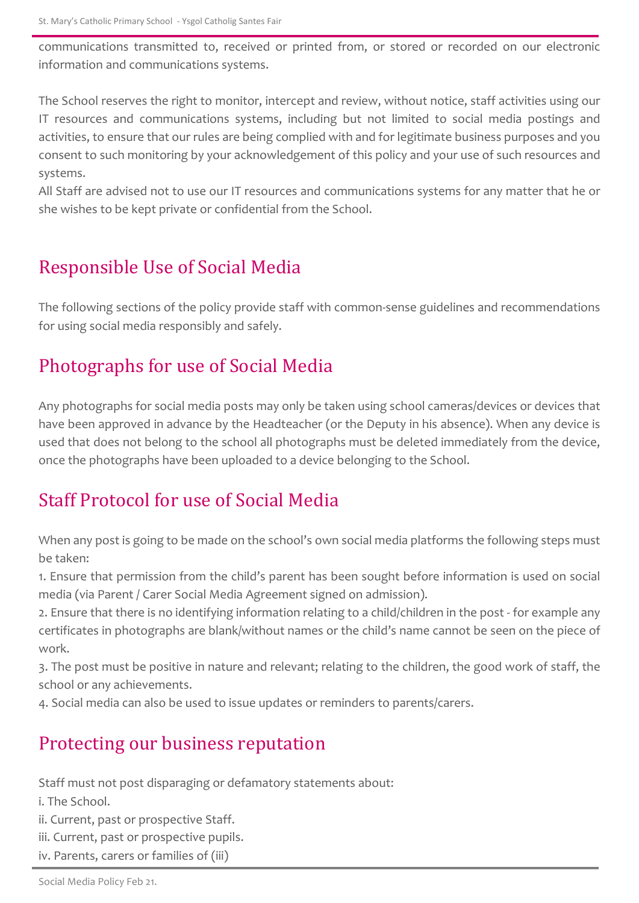communications transmitted to, received or printed from, or stored or recorded on our electronic information and communications systems.

The School reserves the right to monitor, intercept and review, without notice, staff activities using our IT resources and communications systems, including but not limited to social media postings and activities, to ensure that our rules are being complied with and for legitimate business purposes and you consent to such monitoring by your acknowledgement of this policy and your use of such resources and systems.

All Staff are advised not to use our IT resources and communications systems for any matter that he or she wishes to be kept private or confidential from the School.

## Responsible Use of Social Media

The following sections of the policy provide staff with common-sense guidelines and recommendations for using social media responsibly and safely.

## Photographs for use of Social Media

Any photographs for social media posts may only be taken using school cameras/devices or devices that have been approved in advance by the Headteacher (or the Deputy in his absence). When any device is used that does not belong to the school all photographs must be deleted immediately from the device, once the photographs have been uploaded to a device belonging to the School.

## Staff Protocol for use of Social Media

When any post is going to be made on the school's own social media platforms the following steps must be taken:

1. Ensure that permission from the child's parent has been sought before information is used on social media (via Parent / Carer Social Media Agreement signed on admission).
2. Ensure that there is no identifying information relating to a child/children in the post - for example any certificates in photographs are blank/without names or the child's name cannot be seen on the piece of work.
3. The post must be positive in nature and relevant; relating to the children, the good work of staff, the school or any achievements.
4. Social media can also be used to issue updates or reminders to parents/carers.

## Protecting our business reputation

Staff must not post disparaging or defamatory statements about:

i. The School.
ii. Current, past or prospective Staff.
iii. Current, past or prospective pupils.
iv. Parents, carers or families of (iii)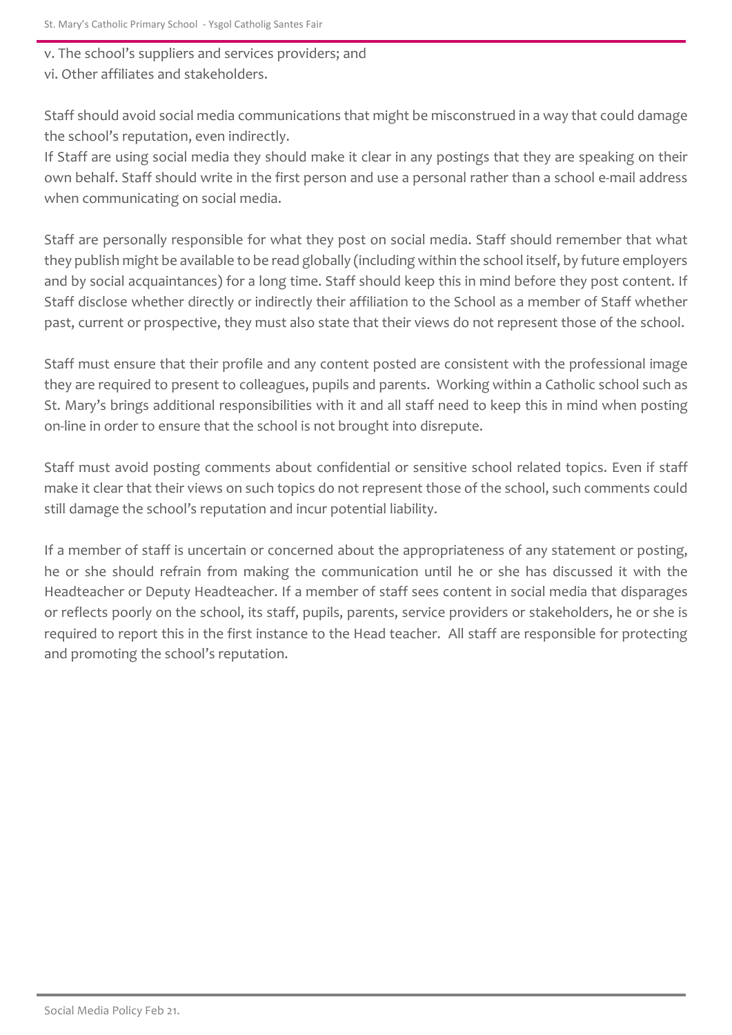v. The school's suppliers and services providers; and
vi. Other affiliates and stakeholders.

Staff should avoid social media communications that might be misconstrued in a way that could damage the school's reputation, even indirectly.
If Staff are using social media they should make it clear in any postings that they are speaking on their own behalf. Staff should write in the first person and use a personal rather than a school e-mail address when communicating on social media.

Staff are personally responsible for what they post on social media. Staff should remember that what they publish might be available to be read globally (including within the school itself, by future employers and by social acquaintances) for a long time. Staff should keep this in mind before they post content. If Staff disclose whether directly or indirectly their affiliation to the School as a member of Staff whether past, current or prospective, they must also state that their views do not represent those of the school.

Staff must ensure that their profile and any content posted are consistent with the professional image they are required to present to colleagues, pupils and parents. Working within a Catholic school such as St. Mary's brings additional responsibilities with it and all staff need to keep this in mind when posting on-line in order to ensure that the school is not brought into disrepute.

Staff must avoid posting comments about confidential or sensitive school related topics. Even if staff make it clear that their views on such topics do not represent those of the school, such comments could still damage the school's reputation and incur potential liability.

If a member of staff is uncertain or concerned about the appropriateness of any statement or posting, he or she should refrain from making the communication until he or she has discussed it with the Headteacher or Deputy Headteacher. If a member of staff sees content in social media that disparages or reflects poorly on the school, its staff, pupils, parents, service providers or stakeholders, he or she is required to report this in the first instance to the Head teacher. All staff are responsible for protecting and promoting the school's reputation.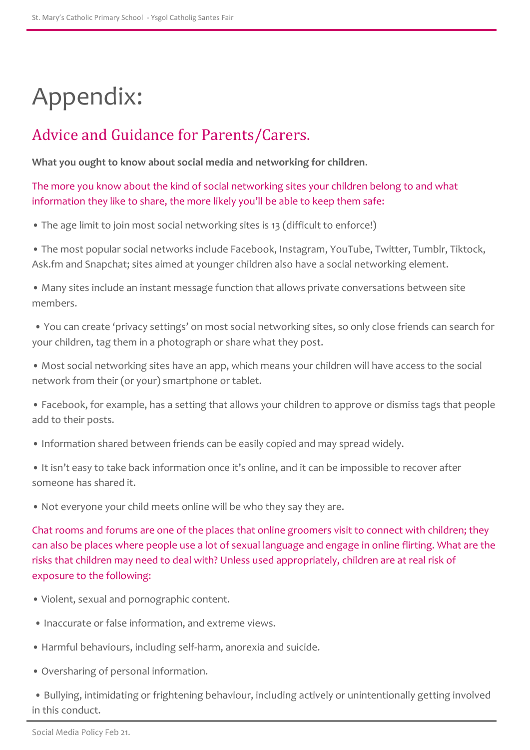# Appendix:

## Advice and Guidance for Parents/Carers.

**What you ought to know about social media and networking for children**.

The more you know about the kind of social networking sites your children belong to and what information they like to share, the more likely you'll be able to keep them safe:

- The age limit to join most social networking sites is 13 (difficult to enforce!)
- The most popular social networks include Facebook, Instagram, YouTube, Twitter, Tumblr, Tiktock, Ask.fm and Snapchat; sites aimed at younger children also have a social networking element.
- Many sites include an instant message function that allows private conversations between site members.
- You can create 'privacy settings' on most social networking sites, so only close friends can search for your children, tag them in a photograph or share what they post.
- Most social networking sites have an app, which means your children will have access to the social network from their (or your) smartphone or tablet.
- Facebook, for example, has a setting that allows your children to approve or dismiss tags that people add to their posts.
- Information shared between friends can be easily copied and may spread widely.
- It isn't easy to take back information once it's online, and it can be impossible to recover after someone has shared it.
- Not everyone your child meets online will be who they say they are.

Chat rooms and forums are one of the places that online groomers visit to connect with children; they can also be places where people use a lot of sexual language and engage in online flirting. What are the risks that children may need to deal with? Unless used appropriately, children are at real risk of exposure to the following:

- Violent, sexual and pornographic content.
- Inaccurate or false information, and extreme views.
- Harmful behaviours, including self-harm, anorexia and suicide.
- Oversharing of personal information.
- Bullying, intimidating or frightening behaviour, including actively or unintentionally getting involved in this conduct.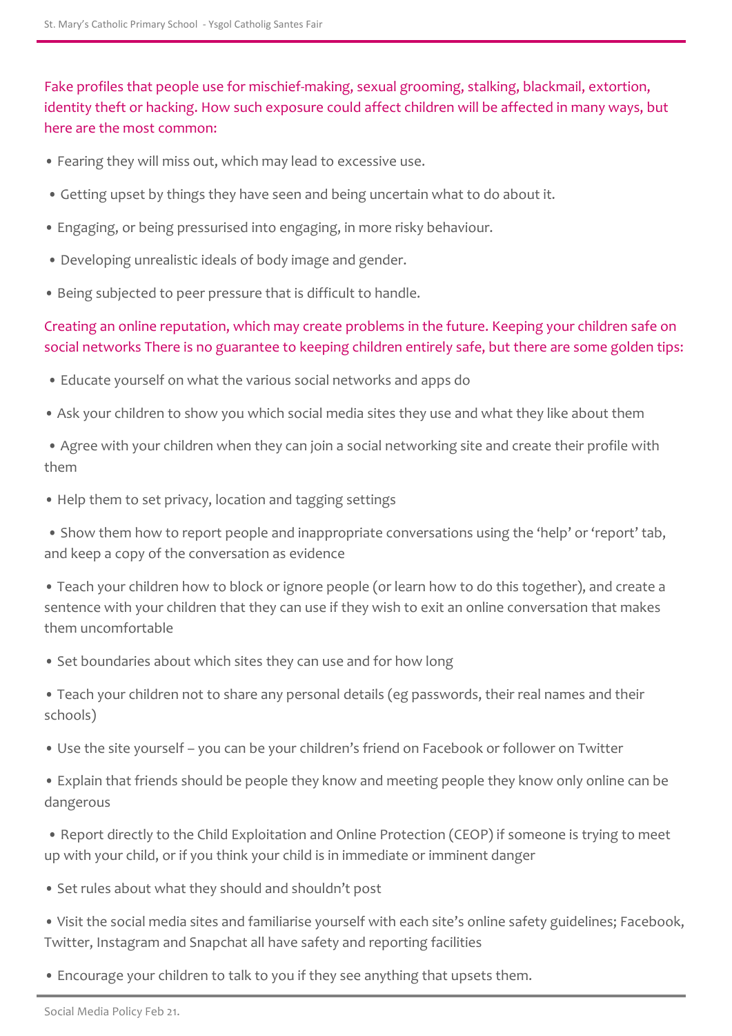Fake profiles that people use for mischief-making, sexual grooming, stalking, blackmail, extortion, identity theft or hacking. How such exposure could affect children will be affected in many ways, but here are the most common:

- Fearing they will miss out, which may lead to excessive use.
- Getting upset by things they have seen and being uncertain what to do about it.
- Engaging, or being pressurised into engaging, in more risky behaviour.
- Developing unrealistic ideals of body image and gender.
- Being subjected to peer pressure that is difficult to handle.

Creating an online reputation, which may create problems in the future. Keeping your children safe on social networks There is no guarantee to keeping children entirely safe, but there are some golden tips:

- Educate yourself on what the various social networks and apps do
- Ask your children to show you which social media sites they use and what they like about them
- Agree with your children when they can join a social networking site and create their profile with them
- Help them to set privacy, location and tagging settings
- Show them how to report people and inappropriate conversations using the 'help' or 'report' tab, and keep a copy of the conversation as evidence
- Teach your children how to block or ignore people (or learn how to do this together), and create a sentence with your children that they can use if they wish to exit an online conversation that makes them uncomfortable
- Set boundaries about which sites they can use and for how long
- Teach your children not to share any personal details (eg passwords, their real names and their schools)
- Use the site yourself – you can be your children's friend on Facebook or follower on Twitter
- Explain that friends should be people they know and meeting people they know only online can be dangerous
- Report directly to the Child Exploitation and Online Protection (CEOP) if someone is trying to meet up with your child, or if you think your child is in immediate or imminent danger
- Set rules about what they should and shouldn't post
- Visit the social media sites and familiarise yourself with each site's online safety guidelines; Facebook, Twitter, Instagram and Snapchat all have safety and reporting facilities
- Encourage your children to talk to you if they see anything that upsets them.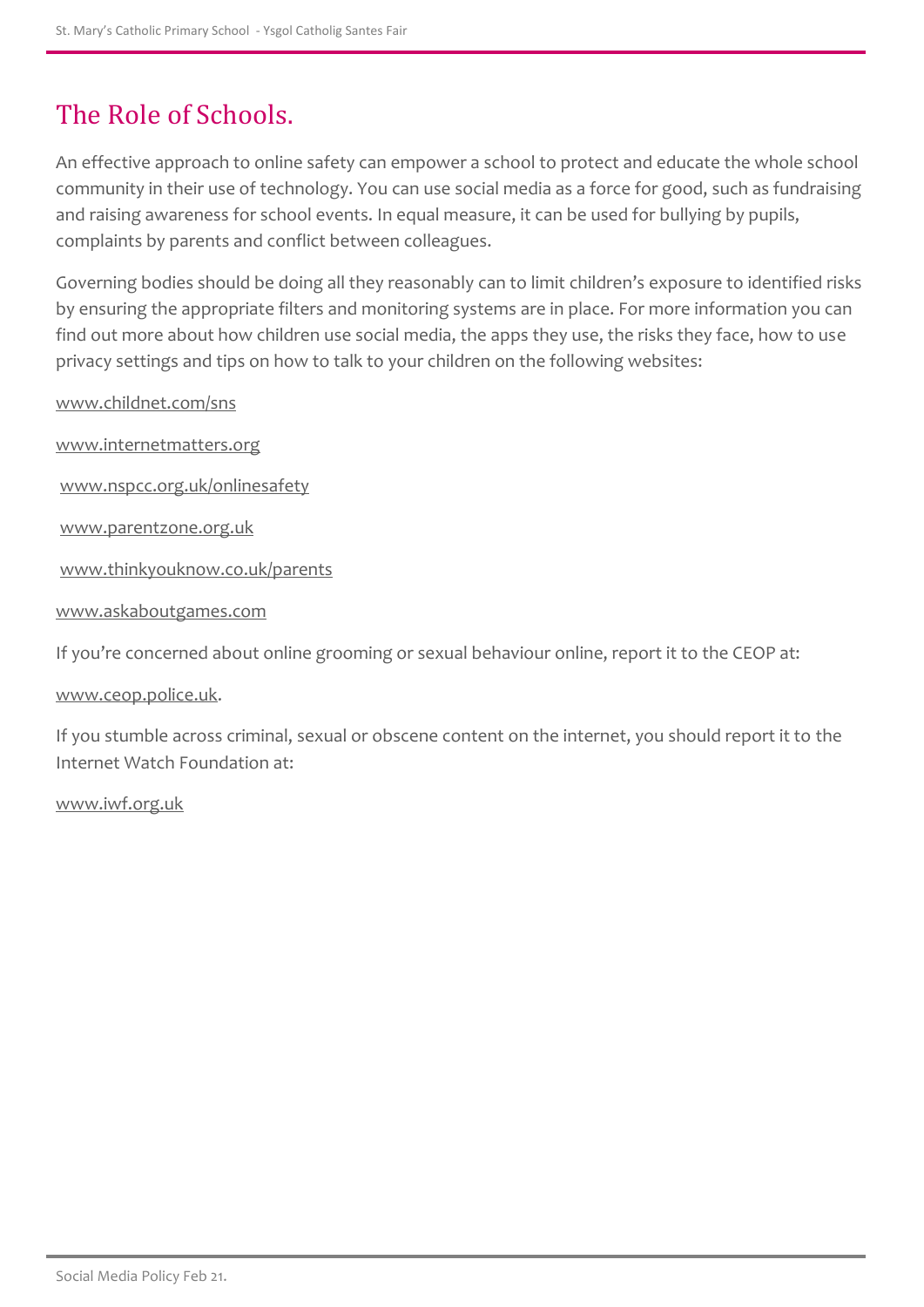# The Role of Schools.

An effective approach to online safety can empower a school to protect and educate the whole school community in their use of technology. You can use social media as a force for good, such as fundraising and raising awareness for school events. In equal measure, it can be used for bullying by pupils, complaints by parents and conflict between colleagues.

Governing bodies should be doing all they reasonably can to limit children's exposure to identified risks by ensuring the appropriate filters and monitoring systems are in place. For more information you can find out more about how children use social media, the apps they use, the risks they face, how to use privacy settings and tips on how to talk to your children on the following websites:

www.childnet.com/sns

www.internetmatters.org

www.nspcc.org.uk/onlinesafety

www.parentzone.org.uk

www.thinkyouknow.co.uk/parents

www.askaboutgames.com

If you're concerned about online grooming or sexual behaviour online, report it to the CEOP at:

www.ceop.police.uk.

If you stumble across criminal, sexual or obscene content on the internet, you should report it to the Internet Watch Foundation at:

www.iwf.org.uk